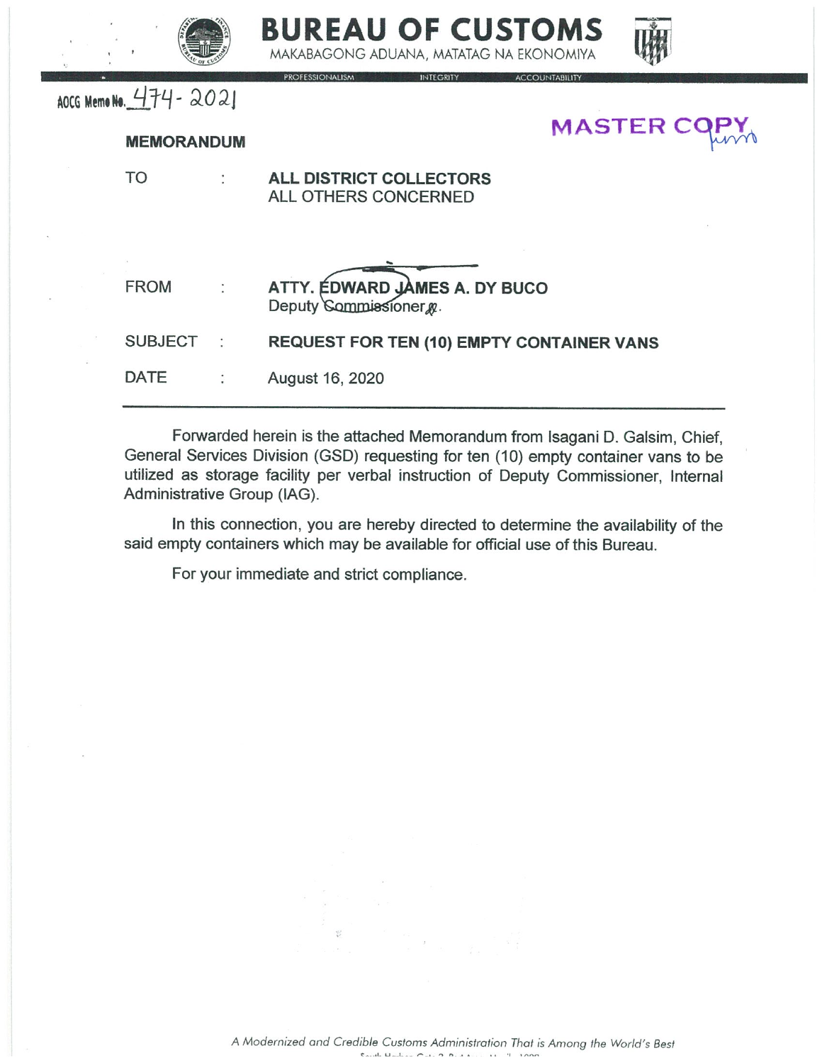# BUREAU OF CUSTOMS

MAKABAGONG ADUANA, MATATAG NA EKONOMIYA

PROFESSIONALISM INTEGRITY ACCOUNTABILITY

AOCG Memo No. 474-2021

MASTER COPY

**MEMORANDUM**

| | | |
|---|---|---|
| TO | : | **ALL DISTRICT COLLECTORS**<br>ALL OTHERS CONCERNED |
| FROM | : | **ATTY. EDWARD JAMES A. DY BUCO**<br>Deputy Commissioner |
| SUBJECT | : | **REQUEST FOR TEN (10) EMPTY CONTAINER VANS** |
| DATE | : | August 16, 2020 |

---

Forwarded herein is the attached Memorandum from Isagani D. Galsim, Chief, General Services Division (GSD) requesting for ten (10) empty container vans to be utilized as storage facility per verbal instruction of Deputy Commissioner, Internal Administrative Group (IAG).

In this connection, you are hereby directed to determine the availability of the said empty containers which may be available for official use of this Bureau.

For your immediate and strict compliance.

*A Modernized and Credible Customs Administration That is Among the World's Best*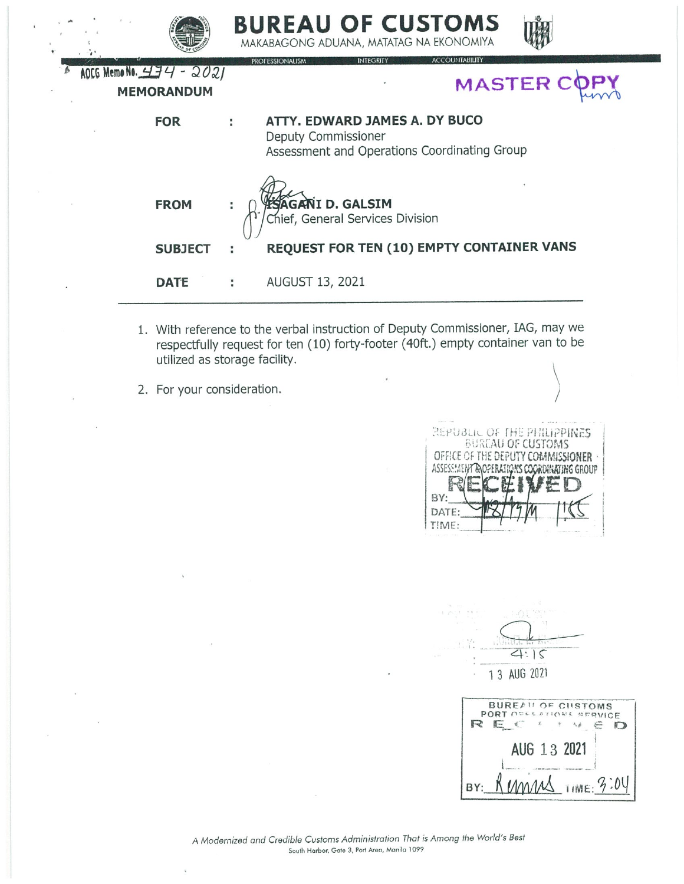# BUREAU OF CUSTOMS

MAKABAGONG ADUANA, MATATAG NA EKONOMIYA

PROFESSIONALISM INTEGRITY ACCOUNTABILITY

AOCG Memo No. 474 - 2021

MASTER COPY

## MEMORANDUM

| | | |
|---|---|---|
| **FOR** | : | **ATTY. EDWARD JAMES A. DY BUCO**<br>Deputy Commissioner<br>Assessment and Operations Coordinating Group |
| **FROM** | : | **ISAGANI D. GALSIM**<br>Chief, General Services Division |
| **SUBJECT** | : | **REQUEST FOR TEN (10) EMPTY CONTAINER VANS** |
| **DATE** | : | AUGUST 13, 2021 |

---

1. With reference to the verbal instruction of Deputy Commissioner, IAG, may we respectfully request for ten (10) forty-footer (40ft.) empty container van to be utilized as storage facility.
2. For your consideration.

REPUBLIC OF THE PHILIPPINES
BUREAU OF CUSTOMS
OFFICE OF THE DEPUTY COMMISSIONER
ASSESSMENT & OPERATIONS COORDINATING GROUP
RECEIVED
BY:
DATE: 8/13/21
TIME: 1:55

4:15
13 AUG 2021

BUREAU OF CUSTOMS
PORT OPERATIONS SERVICE
RECEIVED
AUG 13 2021
BY: Remus TIME: 3:04

*A Modernized and Credible Customs Administration That is Among the World's Best*
South Harbor, Gate 3, Port Area, Manila 1099